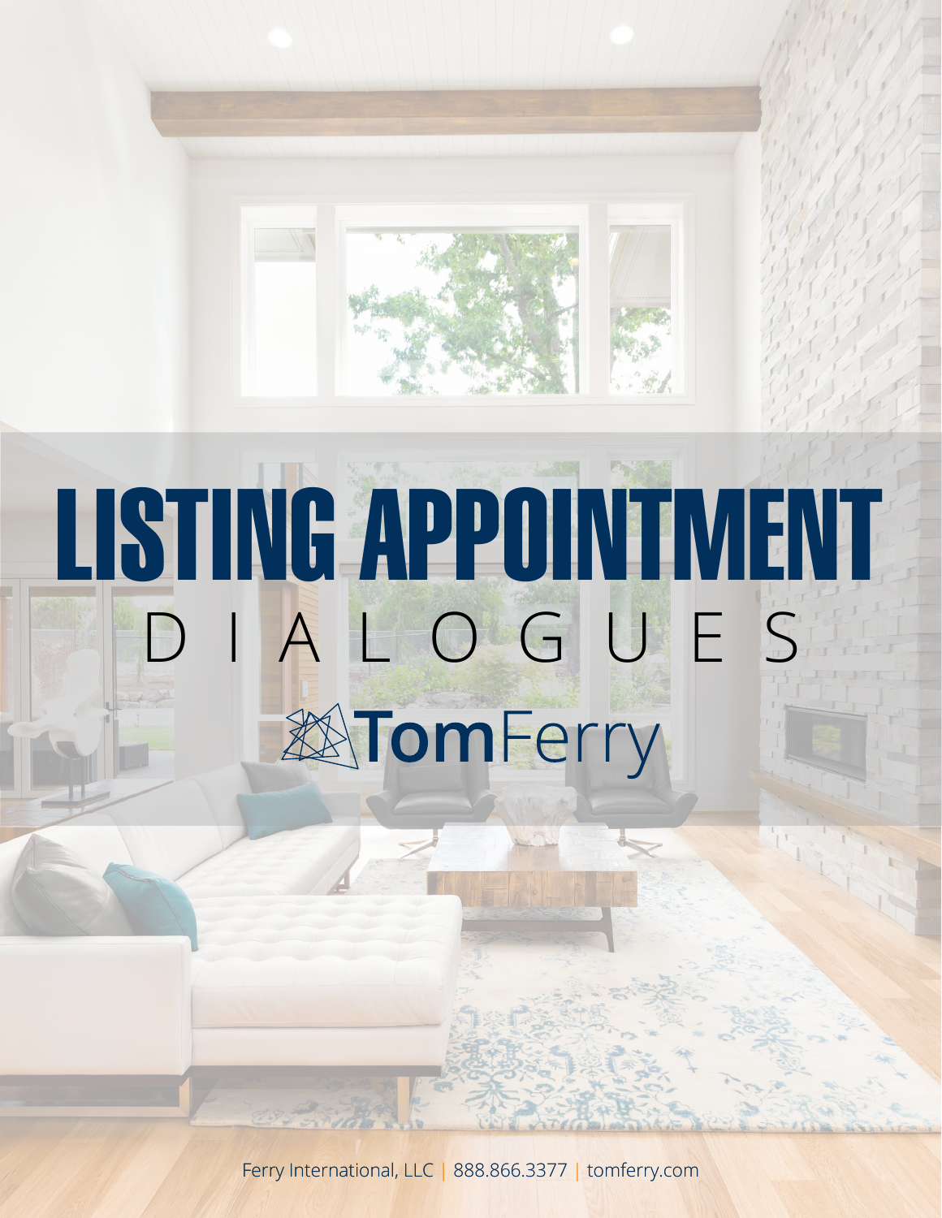# LISTING APPOINTMENT

## DIALOGUES

TomFerry

Ferry International, LLC | 888.866.3377 | tomferry.com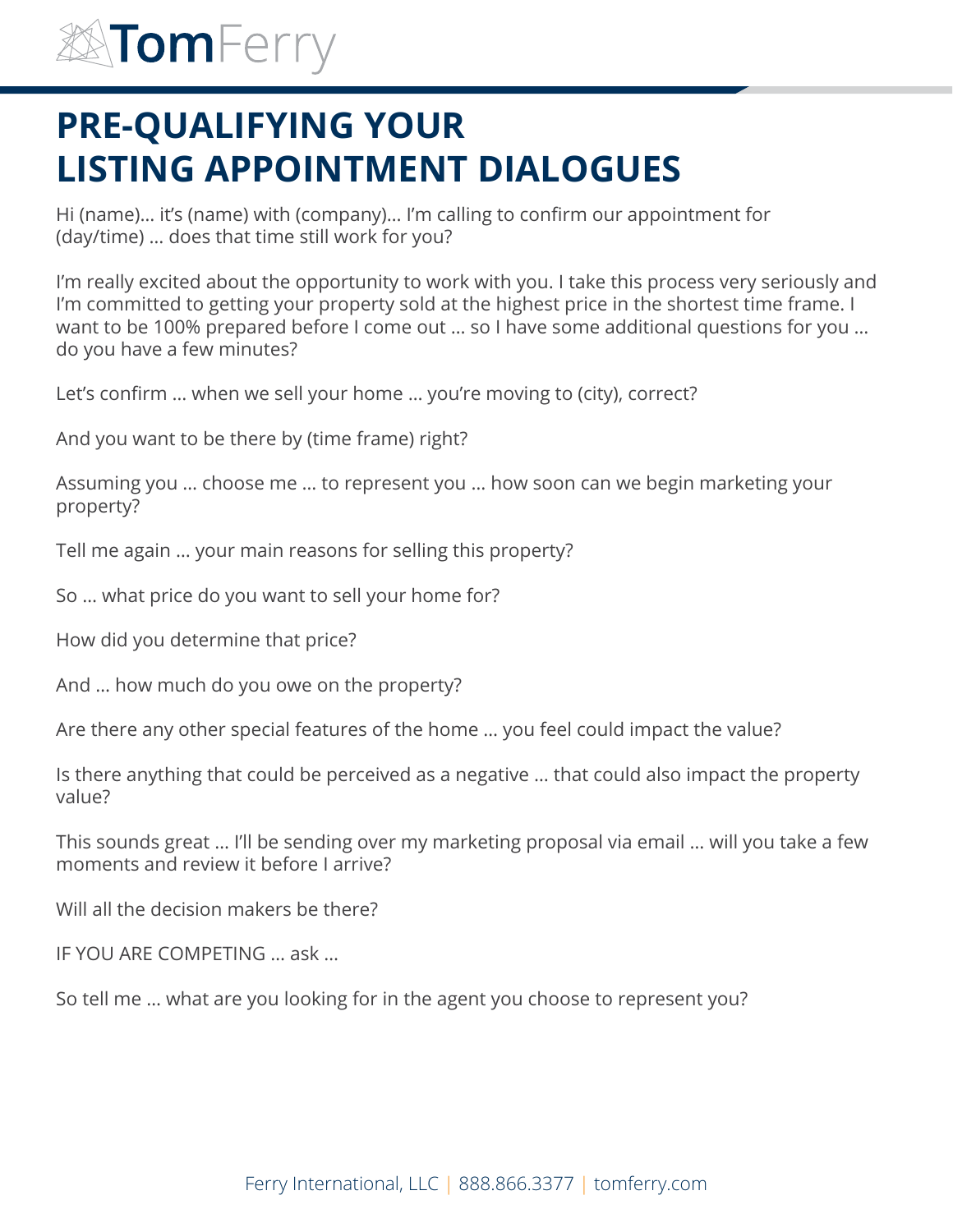# PRE-QUALIFYING YOUR LISTING APPOINTMENT DIALOGUES

Hi (name)… it's (name) with (company)… I'm calling to confirm our appointment for (day/time) … does that time still work for you?

I'm really excited about the opportunity to work with you. I take this process very seriously and I'm committed to getting your property sold at the highest price in the shortest time frame. I want to be 100% prepared before I come out … so I have some additional questions for you … do you have a few minutes?

Let's confirm … when we sell your home … you're moving to (city), correct?

And you want to be there by (time frame) right?

Assuming you … choose me … to represent you … how soon can we begin marketing your property?

Tell me again … your main reasons for selling this property?

So … what price do you want to sell your home for?

How did you determine that price?

And … how much do you owe on the property?

Are there any other special features of the home … you feel could impact the value?

Is there anything that could be perceived as a negative … that could also impact the property value?

This sounds great … I'll be sending over my marketing proposal via email … will you take a few moments and review it before I arrive?

Will all the decision makers be there?

IF YOU ARE COMPETING … ask …

So tell me … what are you looking for in the agent you choose to represent you?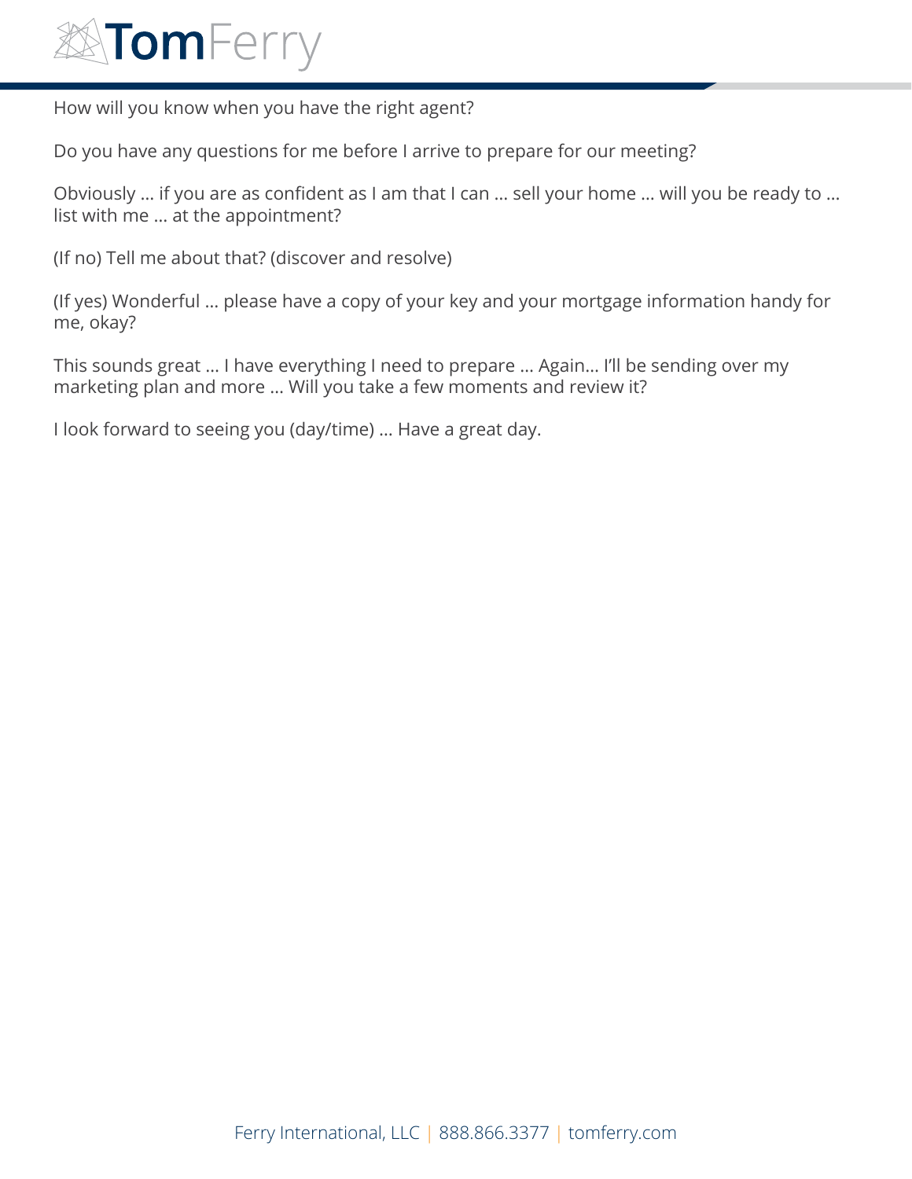How will you know when you have the right agent?

Do you have any questions for me before I arrive to prepare for our meeting?

Obviously … if you are as confident as I am that I can … sell your home … will you be ready to … list with me … at the appointment?

(If no) Tell me about that? (discover and resolve)

(If yes) Wonderful … please have a copy of your key and your mortgage information handy for me, okay?

This sounds great … I have everything I need to prepare … Again… I'll be sending over my marketing plan and more … Will you take a few moments and review it?

I look forward to seeing you (day/time) … Have a great day.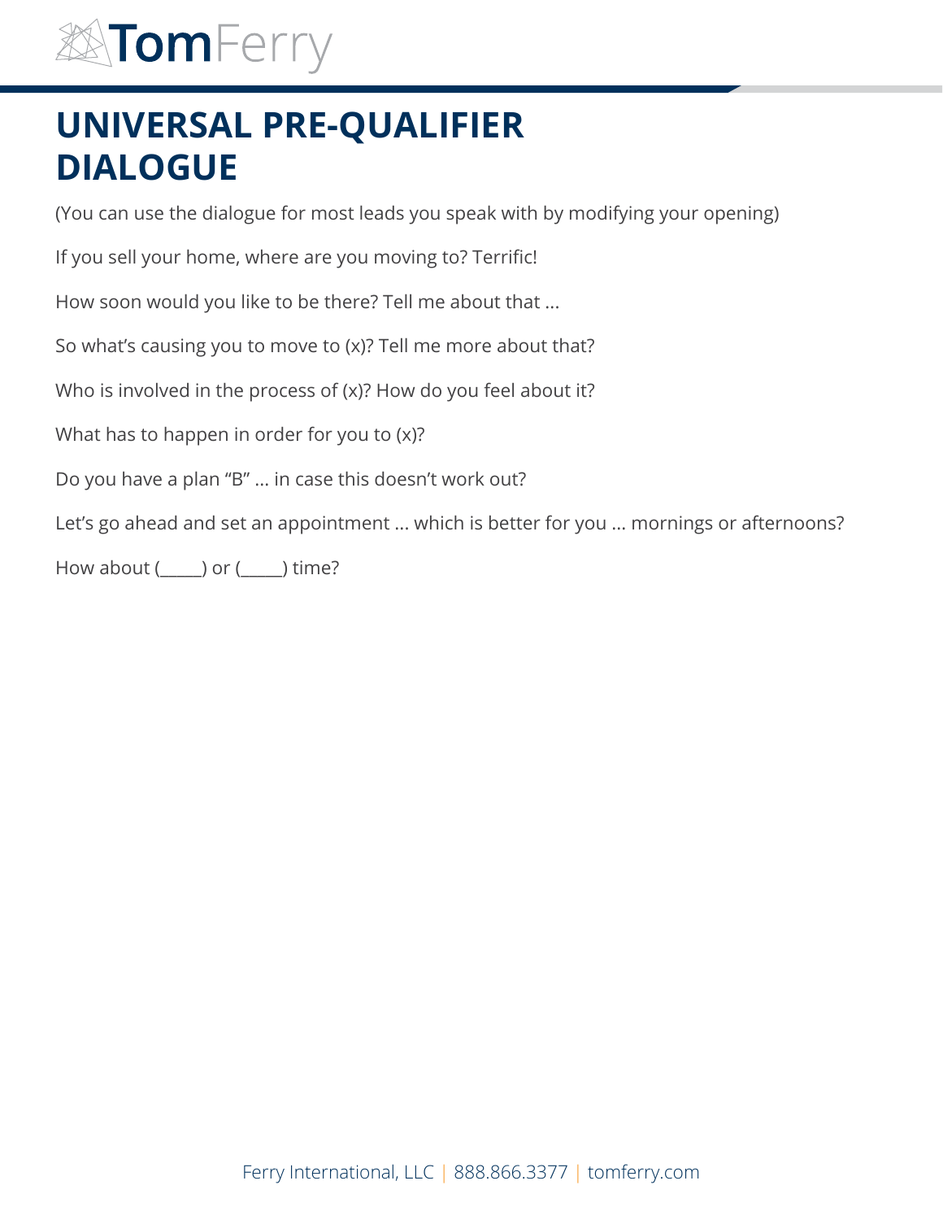# UNIVERSAL PRE-QUALIFIER DIALOGUE

(You can use the dialogue for most leads you speak with by modifying your opening)

If you sell your home, where are you moving to? Terrific!

How soon would you like to be there? Tell me about that ...

So what's causing you to move to (x)? Tell me more about that?

Who is involved in the process of (x)? How do you feel about it?

What has to happen in order for you to (x)?

Do you have a plan "B" ... in case this doesn't work out?

Let's go ahead and set an appointment ... which is better for you ... mornings or afternoons?

How about (_____) or (_____) time?